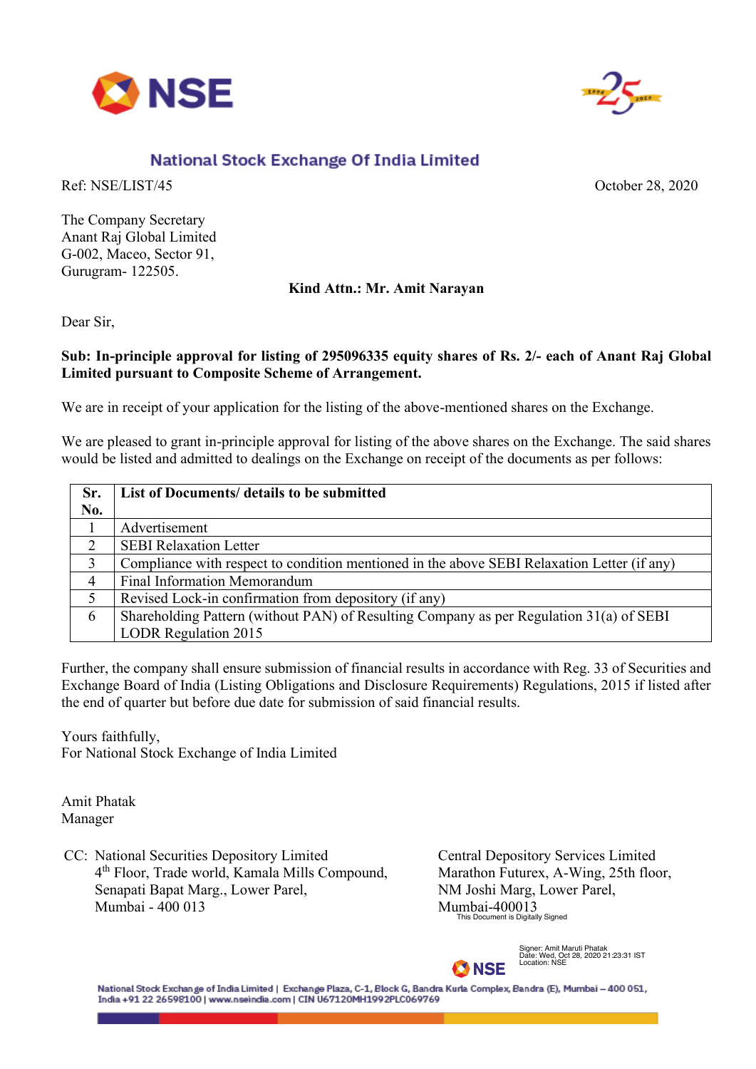# National Stock Exchange Of India Limited

Ref: NSE/LIST/45

October 28, 2020

The Company Secretary
Anant Raj Global Limited
G-002, Maceo, Sector 91,
Gurugram- 122505.

**Kind Attn.: Mr. Amit Narayan**

Dear Sir,

**Sub: In-principle approval for listing of 295096335 equity shares of Rs. 2/- each of Anant Raj Global Limited pursuant to Composite Scheme of Arrangement.**

We are in receipt of your application for the listing of the above-mentioned shares on the Exchange.

We are pleased to grant in-principle approval for listing of the above shares on the Exchange. The said shares would be listed and admitted to dealings on the Exchange on receipt of the documents as per follows:

| Sr. No. | List of Documents/ details to be submitted |
|---|---|
| 1 | Advertisement |
| 2 | SEBI Relaxation Letter |
| 3 | Compliance with respect to condition mentioned in the above SEBI Relaxation Letter (if any) |
| 4 | Final Information Memorandum |
| 5 | Revised Lock-in confirmation from depository (if any) |
| 6 | Shareholding Pattern (without PAN) of Resulting Company as per Regulation 31(a) of SEBI LODR Regulation 2015 |

Further, the company shall ensure submission of financial results in accordance with Reg. 33 of Securities and Exchange Board of India (Listing Obligations and Disclosure Requirements) Regulations, 2015 if listed after the end of quarter but before due date for submission of said financial results.

Yours faithfully,
For National Stock Exchange of India Limited

Amit Phatak
Manager

CC: National Securities Depository Limited
4th Floor, Trade world, Kamala Mills Compound,
Senapati Bapat Marg., Lower Parel,
Mumbai - 400 013

Central Depository Services Limited
Marathon Futurex, A-Wing, 25th floor,
NM Joshi Marg, Lower Parel,
Mumbai-400013

This Document is Digitally Signed

Signer: Amit Maruti Phatak
Date: Wed, Oct 28, 2020 21:23:31 IST
Location: NSE

National Stock Exchange of India Limited | Exchange Plaza, C-1, Block G, Bandra Kurla Complex, Bandra (E), Mumbai – 400 051, India +91 22 26598100 | www.nseindia.com | CIN U67120MH1992PLC069769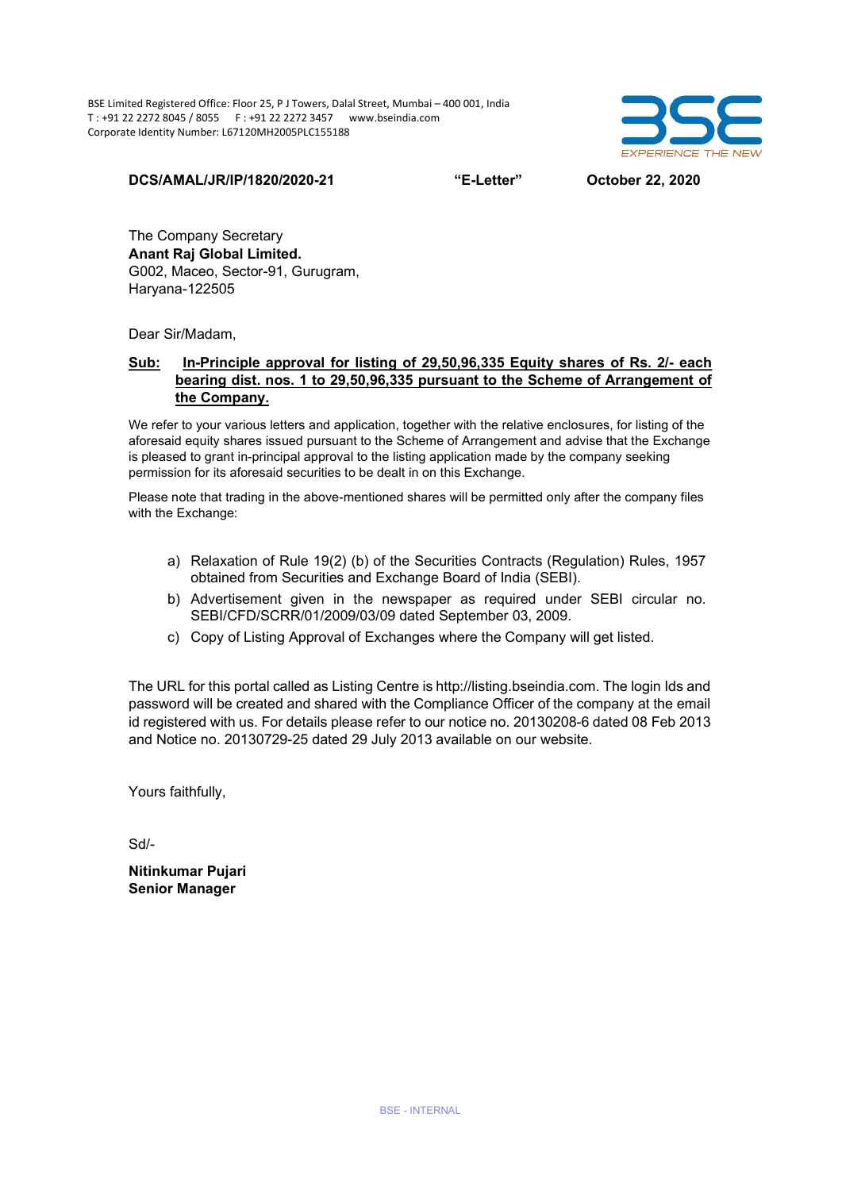BSE Limited Registered Office: Floor 25, P J Towers, Dalal Street, Mumbai – 400 001, India
T : +91 22 2272 8045 / 8055 F : +91 22 2272 3457 www.bseindia.com
Corporate Identity Number: L67120MH2005PLC155188

**DCS/AMAL/JR/IP/1820/2020-21** **"E-Letter"** **October 22, 2020**

The Company Secretary
**Anant Raj Global Limited.**
G002, Maceo, Sector-91, Gurugram,
Haryana-122505

Dear Sir/Madam,

**Sub: In-Principle approval for listing of 29,50,96,335 Equity shares of Rs. 2/- each bearing dist. nos. 1 to 29,50,96,335 pursuant to the Scheme of Arrangement of the Company.**

We refer to your various letters and application, together with the relative enclosures, for listing of the aforesaid equity shares issued pursuant to the Scheme of Arrangement and advise that the Exchange is pleased to grant in-principal approval to the listing application made by the company seeking permission for its aforesaid securities to be dealt in on this Exchange.

Please note that trading in the above-mentioned shares will be permitted only after the company files with the Exchange:

a) Relaxation of Rule 19(2) (b) of the Securities Contracts (Regulation) Rules, 1957 obtained from Securities and Exchange Board of India (SEBI).
b) Advertisement given in the newspaper as required under SEBI circular no. SEBI/CFD/SCRR/01/2009/03/09 dated September 03, 2009.
c) Copy of Listing Approval of Exchanges where the Company will get listed.

The URL for this portal called as Listing Centre is http://listing.bseindia.com. The login Ids and password will be created and shared with the Compliance Officer of the company at the email id registered with us. For details please refer to our notice no. 20130208-6 dated 08 Feb 2013 and Notice no. 20130729-25 dated 29 July 2013 available on our website.

Yours faithfully,

Sd/-

**Nitinkumar Pujari**
**Senior Manager**